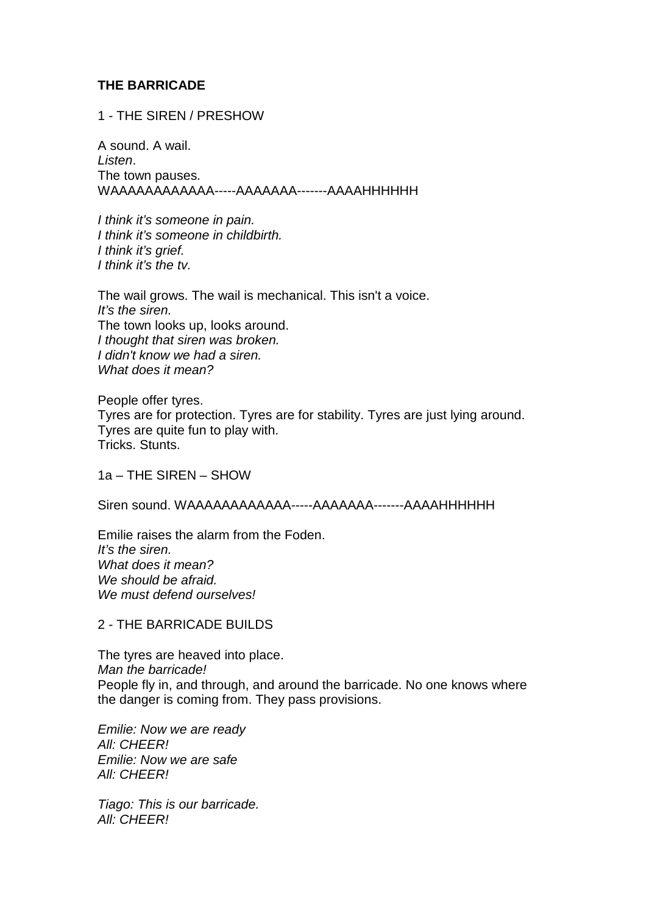**THE BARRICADE**

1 - THE SIREN / PRESHOW

A sound. A wail.
*Listen*.
The town pauses.
WAAAAAAAAAAAA-----AAAAAAA-------AAAAHHHHHH

*I think it's someone in pain.*
*I think it's someone in childbirth.*
*I think it's grief.*
*I think it's the tv.*

The wail grows. The wail is mechanical. This isn't a voice.
*It's the siren.*
The town looks up, looks around.
*I thought that siren was broken.*
*I didn't know we had a siren.*
*What does it mean?*

People offer tyres.
Tyres are for protection. Tyres are for stability. Tyres are just lying around.
Tyres are quite fun to play with.
Tricks. Stunts.

1a – THE SIREN – SHOW

Siren sound. WAAAAAAAAAAAA-----AAAAAAA-------AAAAHHHHHH

Emilie raises the alarm from the Foden.
*It's the siren.*
*What does it mean?*
*We should be afraid.*
*We must defend ourselves!*

2 - THE BARRICADE BUILDS

The tyres are heaved into place.
*Man the barricade!*
People fly in, and through, and around the barricade. No one knows where the danger is coming from. They pass provisions.

*Emilie: Now we are ready*
*All: CHEER!*
*Emilie: Now we are safe*
*All: CHEER!*

*Tiago: This is our barricade.*
*All: CHEER!*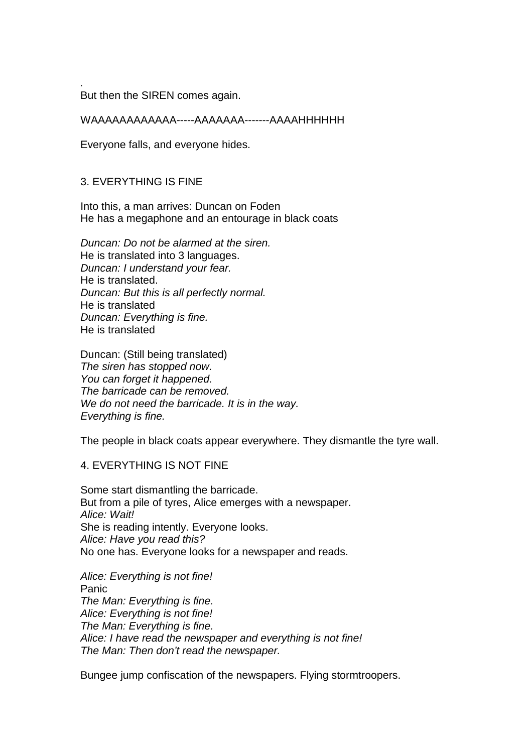.
But then the SIREN comes again.

WAAAAAAAAAAAA-----AAAAAAA-------AAAAHHHHHH

Everyone falls, and everyone hides.

## 3. EVERYTHING IS FINE

Into this, a man arrives: Duncan on Foden
He has a megaphone and an entourage in black coats

*Duncan: Do not be alarmed at the siren.*
He is translated into 3 languages.
*Duncan: I understand your fear.*
He is translated.
*Duncan: But this is all perfectly normal.*
He is translated
*Duncan: Everything is fine.*
He is translated

Duncan: (Still being translated)
*The siren has stopped now.*
*You can forget it happened.*
*The barricade can be removed.*
*We do not need the barricade. It is in the way.*
*Everything is fine.*

The people in black coats appear everywhere. They dismantle the tyre wall.

## 4. EVERYTHING IS NOT FINE

Some start dismantling the barricade.
But from a pile of tyres, Alice emerges with a newspaper.
*Alice: Wait!*
She is reading intently. Everyone looks.
*Alice: Have you read this?*
No one has. Everyone looks for a newspaper and reads.

*Alice: Everything is not fine!*
Panic
*The Man: Everything is fine.*
*Alice: Everything is not fine!*
*The Man: Everything is fine.*
*Alice: I have read the newspaper and everything is not fine!*
*The Man: Then don't read the newspaper.*

Bungee jump confiscation of the newspapers. Flying stormtroopers.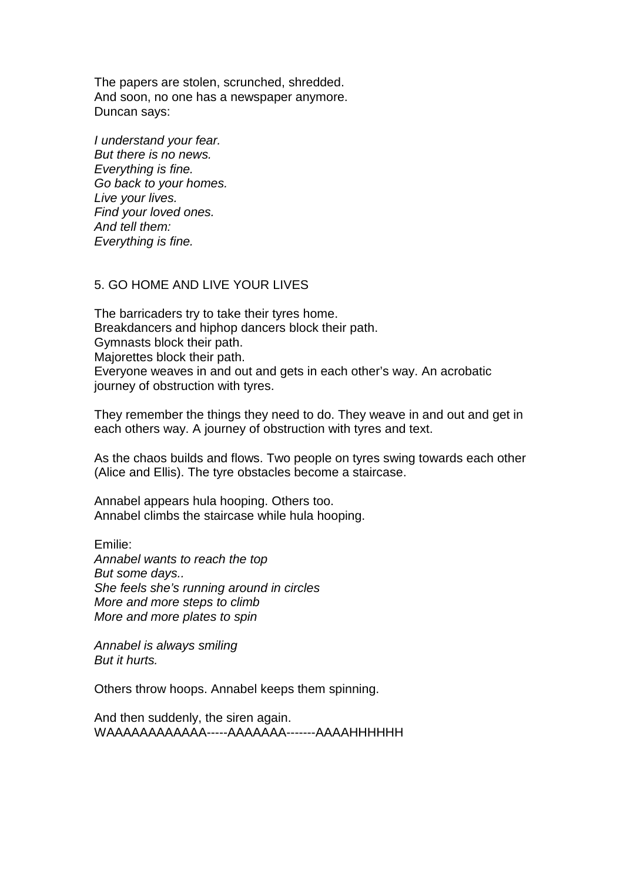The papers are stolen, scrunched, shredded.
And soon, no one has a newspaper anymore.
Duncan says:

*I understand your fear.*
*But there is no news.*
*Everything is fine.*
*Go back to your homes.*
*Live your lives.*
*Find your loved ones.*
*And tell them:*
*Everything is fine.*

## 5. GO HOME AND LIVE YOUR LIVES

The barricaders try to take their tyres home.
Breakdancers and hiphop dancers block their path.
Gymnasts block their path.
Majorettes block their path.
Everyone weaves in and out and gets in each other's way. An acrobatic journey of obstruction with tyres.

They remember the things they need to do. They weave in and out and get in each others way. A journey of obstruction with tyres and text.

As the chaos builds and flows. Two people on tyres swing towards each other (Alice and Ellis). The tyre obstacles become a staircase.

Annabel appears hula hooping. Others too.
Annabel climbs the staircase while hula hooping.

Emilie:
*Annabel wants to reach the top*
*But some days..*
*She feels she's running around in circles*
*More and more steps to climb*
*More and more plates to spin*

*Annabel is always smiling*
*But it hurts.*

Others throw hoops. Annabel keeps them spinning.

And then suddenly, the siren again.
WAAAAAAAAAAAA-----AAAAAAA-------AAAAHHHHHH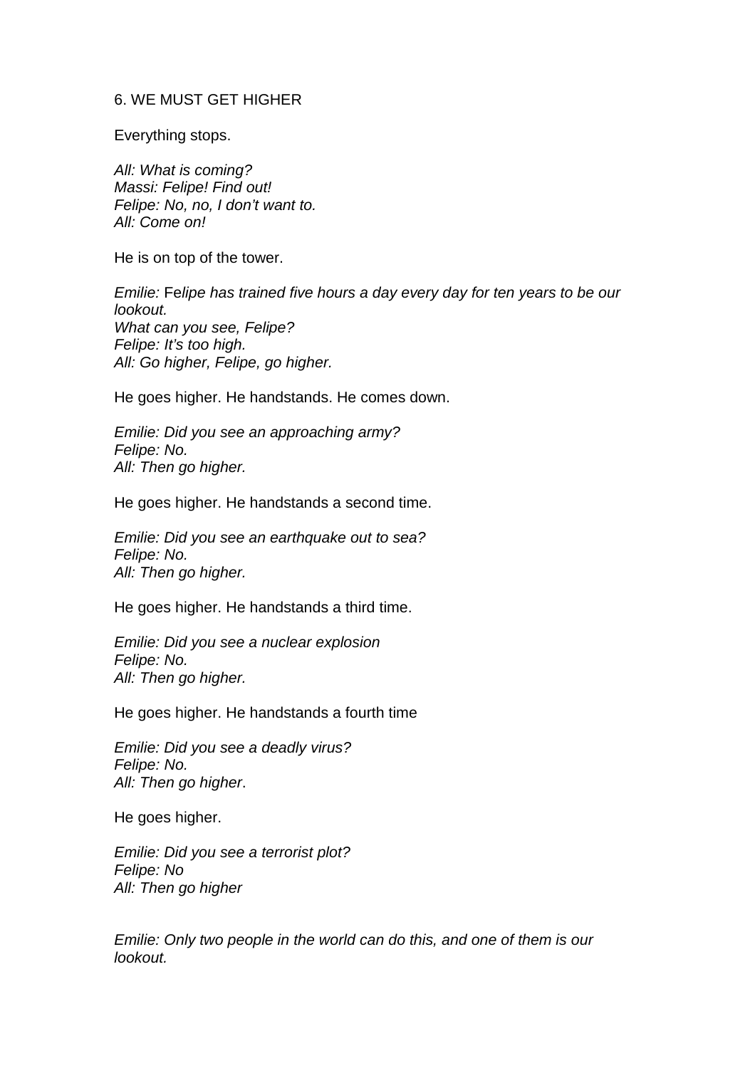6. WE MUST GET HIGHER

Everything stops.

*All: What is coming?*
*Massi: Felipe! Find out!*
*Felipe: No, no, I don't want to.*
*All: Come on!*

He is on top of the tower.

*Emilie:* F*elipe has trained five hours a day every day for ten years to be our lookout.*
*What can you see, Felipe?*
*Felipe: It's too high.*
*All: Go higher, Felipe, go higher.*

He goes higher. He handstands. He comes down.

*Emilie: Did you see an approaching army?*
*Felipe: No.*
*All: Then go higher.*

He goes higher. He handstands a second time.

*Emilie: Did you see an earthquake out to sea?*
*Felipe: No.*
*All: Then go higher.*

He goes higher. He handstands a third time.

*Emilie: Did you see a nuclear explosion*
*Felipe: No.*
*All: Then go higher.*

He goes higher. He handstands a fourth time

*Emilie: Did you see a deadly virus?*
*Felipe: No.*
*All: Then go higher*.

He goes higher.

*Emilie: Did you see a terrorist plot?*
*Felipe: No*
*All: Then go higher*

*Emilie: Only two people in the world can do this, and one of them is our lookout.*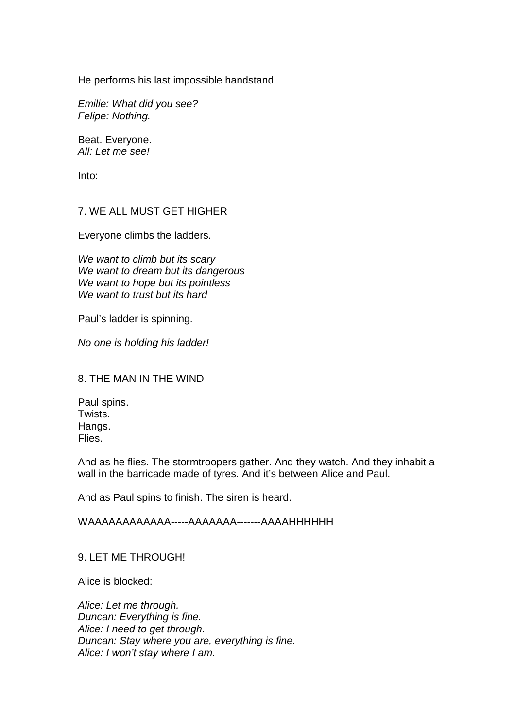He performs his last impossible handstand

*Emilie: What did you see?*
*Felipe: Nothing.*

Beat. Everyone.
*All: Let me see!*

Into:

## 7. WE ALL MUST GET HIGHER

Everyone climbs the ladders.

*We want to climb but its scary*
*We want to dream but its dangerous*
*We want to hope but its pointless*
*We want to trust but its hard*

Paul's ladder is spinning.

*No one is holding his ladder!*

## 8. THE MAN IN THE WIND

Paul spins.
Twists.
Hangs.
Flies.

And as he flies. The stormtroopers gather. And they watch. And they inhabit a wall in the barricade made of tyres. And it's between Alice and Paul.

And as Paul spins to finish. The siren is heard.

WAAAAAAAAAAAA-----AAAAAAA-------AAAAHHHHHH

## 9. LET ME THROUGH!

Alice is blocked:

*Alice: Let me through.*
*Duncan: Everything is fine.*
*Alice: I need to get through.*
*Duncan: Stay where you are, everything is fine.*
*Alice: I won't stay where I am.*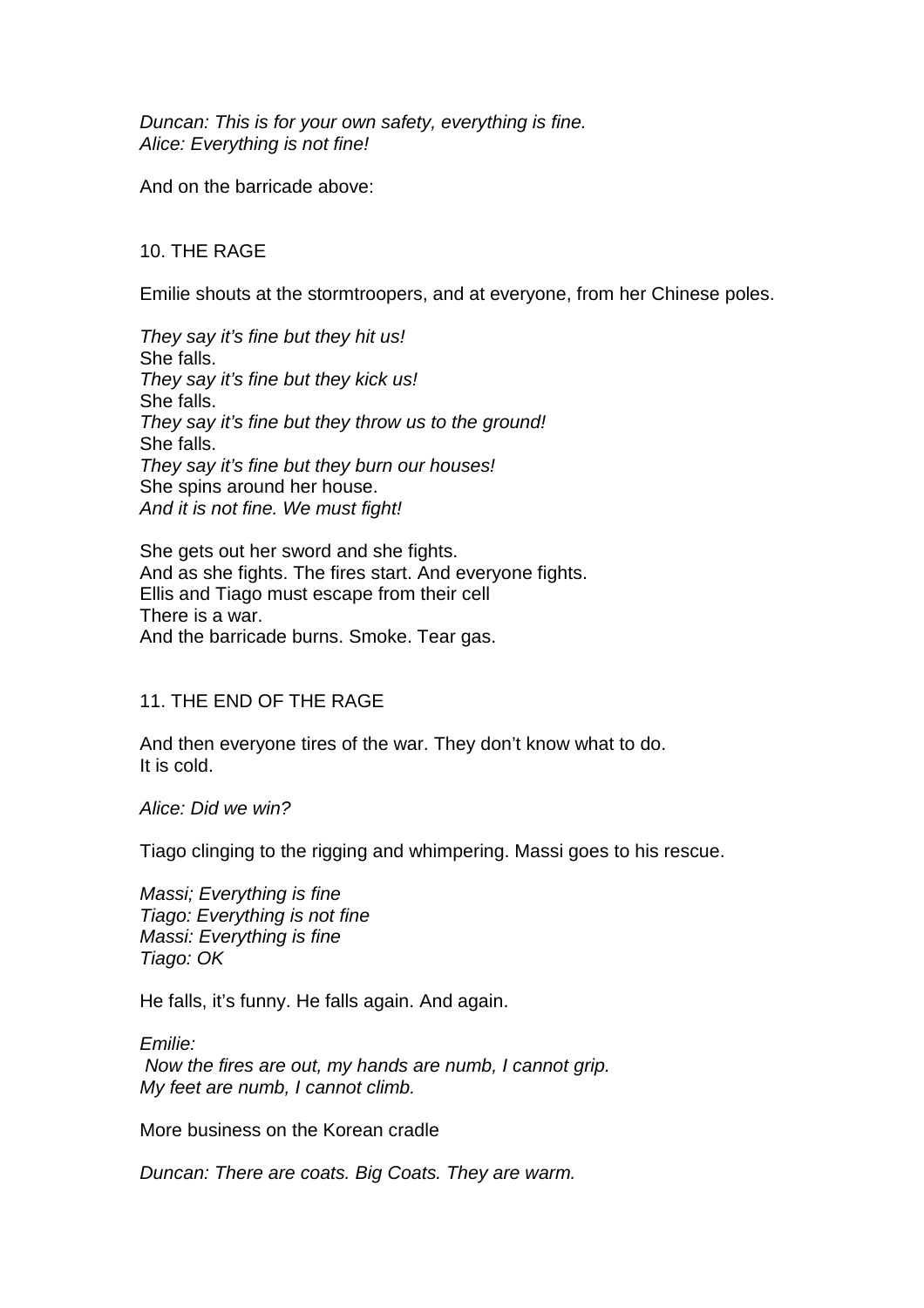*Duncan: This is for your own safety, everything is fine.*
*Alice: Everything is not fine!*

And on the barricade above:

## 10. THE RAGE

Emilie shouts at the stormtroopers, and at everyone, from her Chinese poles.

*They say it's fine but they hit us!*
She falls.
*They say it's fine but they kick us!*
She falls.
*They say it's fine but they throw us to the ground!*
She falls.
*They say it's fine but they burn our houses!*
She spins around her house.
*And it is not fine. We must fight!*

She gets out her sword and she fights.
And as she fights. The fires start. And everyone fights.
Ellis and Tiago must escape from their cell
There is a war.
And the barricade burns. Smoke. Tear gas.

## 11. THE END OF THE RAGE

And then everyone tires of the war. They don't know what to do.
It is cold.

*Alice: Did we win?*

Tiago clinging to the rigging and whimpering. Massi goes to his rescue.

*Massi; Everything is fine*
*Tiago: Everything is not fine*
*Massi: Everything is fine*
*Tiago: OK*

He falls, it's funny. He falls again. And again.

*Emilie:*
*Now the fires are out, my hands are numb, I cannot grip.*
*My feet are numb, I cannot climb.*

More business on the Korean cradle

*Duncan: There are coats. Big Coats. They are warm.*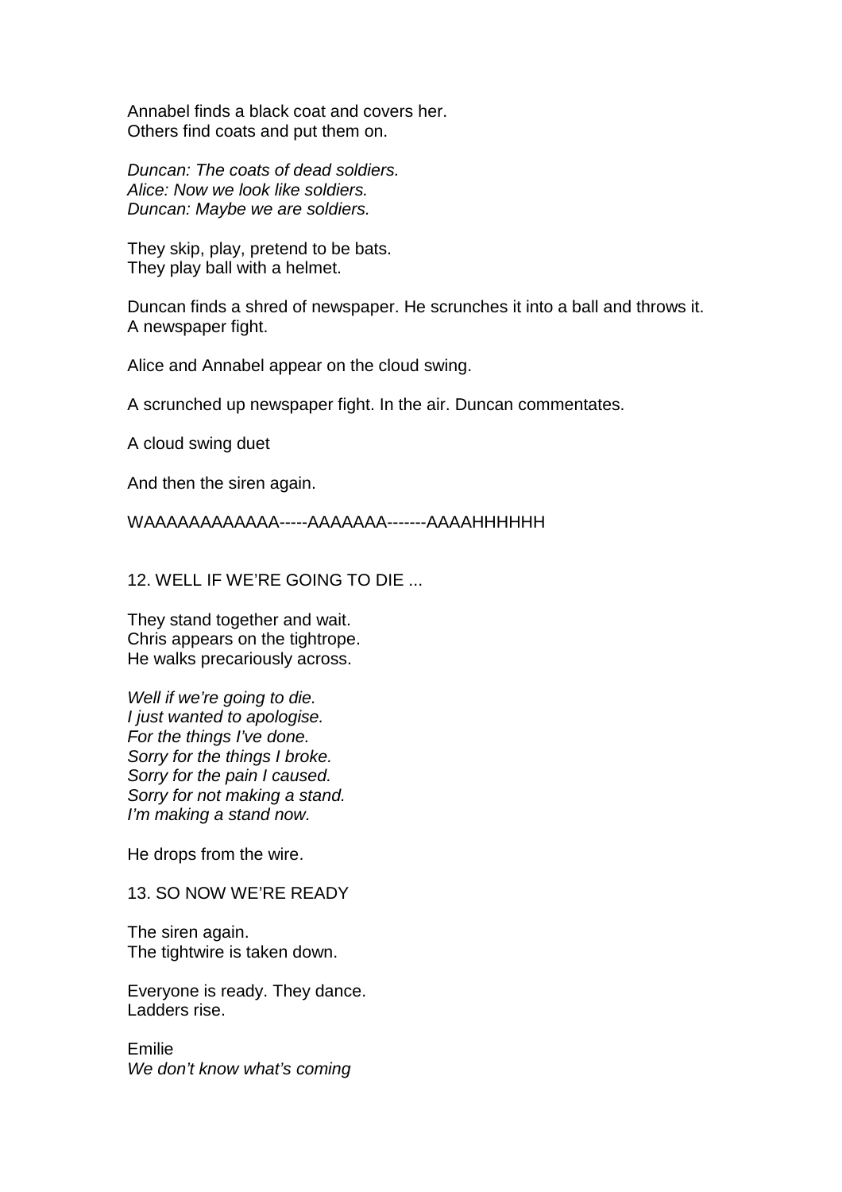Annabel finds a black coat and covers her.
Others find coats and put them on.

*Duncan: The coats of dead soldiers.*
*Alice: Now we look like soldiers.*
*Duncan: Maybe we are soldiers.*

They skip, play, pretend to be bats.
They play ball with a helmet.

Duncan finds a shred of newspaper. He scrunches it into a ball and throws it.
A newspaper fight.

Alice and Annabel appear on the cloud swing.

A scrunched up newspaper fight. In the air. Duncan commentates.

A cloud swing duet

And then the siren again.

WAAAAAAAAAAAA-----AAAAAAA-------AAAAHHHHHH

12. WELL IF WE'RE GOING TO DIE ...

They stand together and wait.
Chris appears on the tightrope.
He walks precariously across.

*Well if we're going to die.*
*I just wanted to apologise.*
*For the things I've done.*
*Sorry for the things I broke.*
*Sorry for the pain I caused.*
*Sorry for not making a stand.*
*I'm making a stand now.*

He drops from the wire.

13. SO NOW WE'RE READY

The siren again.
The tightwire is taken down.

Everyone is ready. They dance.
Ladders rise.

Emilie
*We don't know what's coming*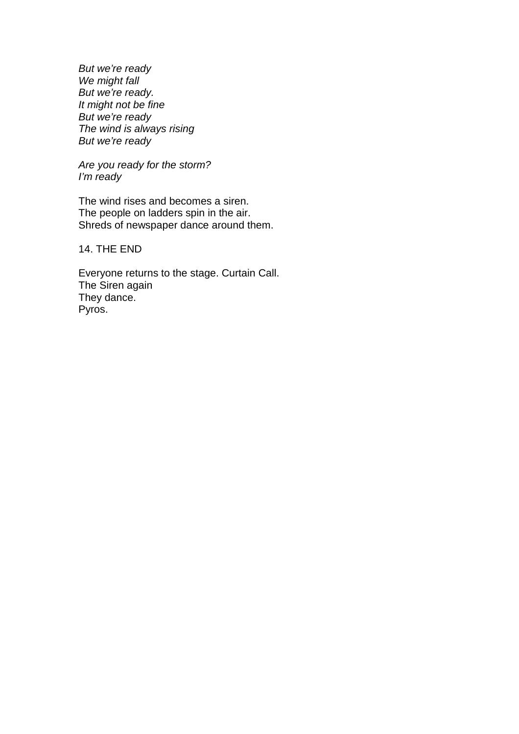*But we're ready*
*We might fall*
*But we're ready.*
*It might not be fine*
*But we're ready*
*The wind is always rising*
*But we're ready*

*Are you ready for the storm?*
*I'm ready*

The wind rises and becomes a siren.
The people on ladders spin in the air.
Shreds of newspaper dance around them.

14. THE END

Everyone returns to the stage. Curtain Call.
The Siren again
They dance.
Pyros.